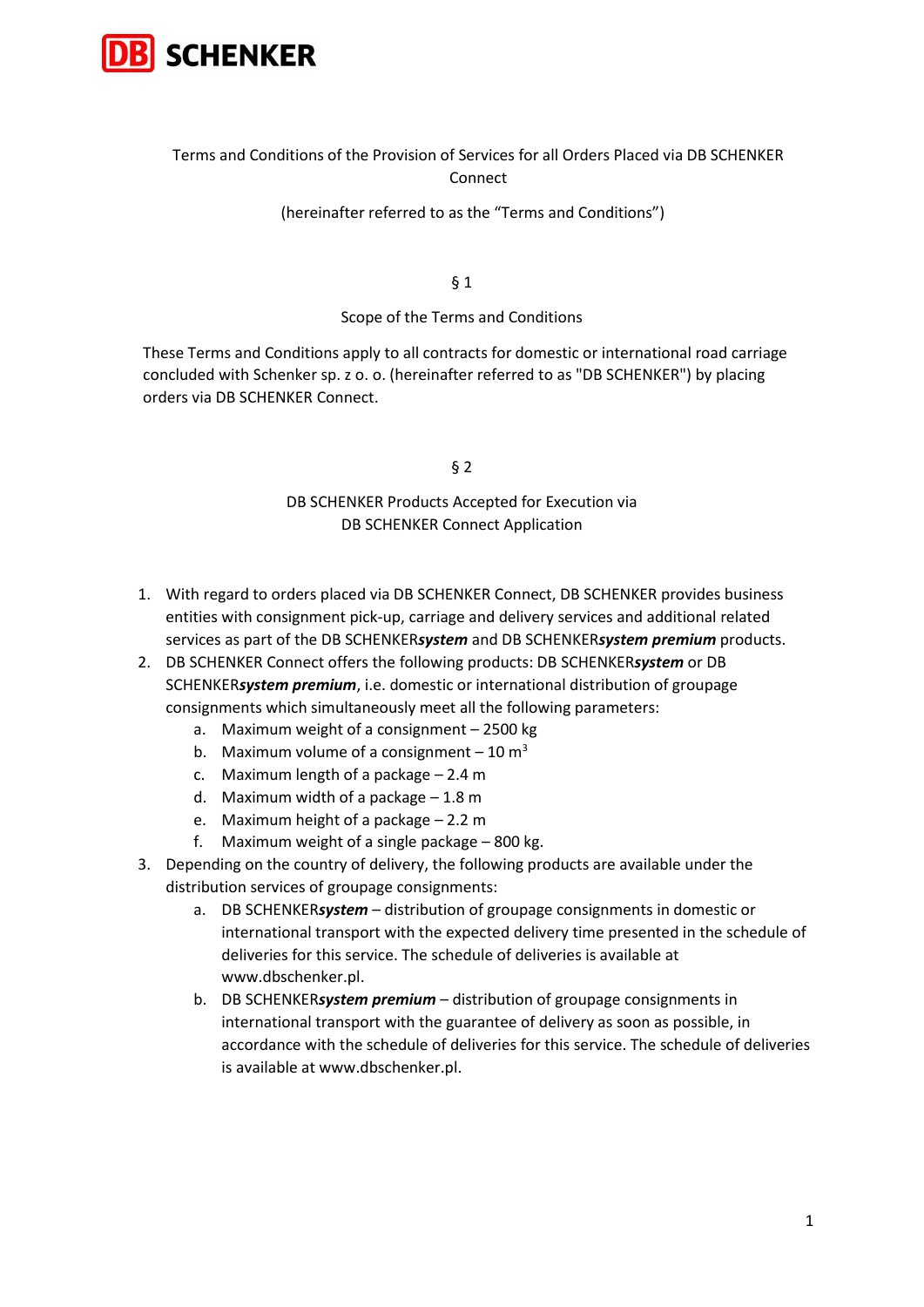DB SCHENKER

# Terms and Conditions of the Provision of Services for all Orders Placed via DB SCHENKER Connect

(hereinafter referred to as the "Terms and Conditions")

## § 1

## Scope of the Terms and Conditions

These Terms and Conditions apply to all contracts for domestic or international road carriage concluded with Schenker sp. z o. o. (hereinafter referred to as "DB SCHENKER") by placing orders via DB SCHENKER Connect.

## § 2

## DB SCHENKER Products Accepted for Execution via DB SCHENKER Connect Application

1. With regard to orders placed via DB SCHENKER Connect, DB SCHENKER provides business entities with consignment pick-up, carriage and delivery services and additional related services as part of the DB SCHENKER***system*** and DB SCHENKER***system premium*** products.
2. DB SCHENKER Connect offers the following products: DB SCHENKER***system*** or DB SCHENKER***system premium***, i.e. domestic or international distribution of groupage consignments which simultaneously meet all the following parameters:
    a. Maximum weight of a consignment – 2500 kg
    b. Maximum volume of a consignment – 10 $m^3$
    c. Maximum length of a package – 2.4 m
    d. Maximum width of a package – 1.8 m
    e. Maximum height of a package – 2.2 m
    f. Maximum weight of a single package – 800 kg.
3. Depending on the country of delivery, the following products are available under the distribution services of groupage consignments:
    a. DB SCHENKER***system*** – distribution of groupage consignments in domestic or international transport with the expected delivery time presented in the schedule of deliveries for this service. The schedule of deliveries is available at www.dbschenker.pl.
    b. DB SCHENKER***system premium*** – distribution of groupage consignments in international transport with the guarantee of delivery as soon as possible, in accordance with the schedule of deliveries for this service. The schedule of deliveries is available at www.dbschenker.pl.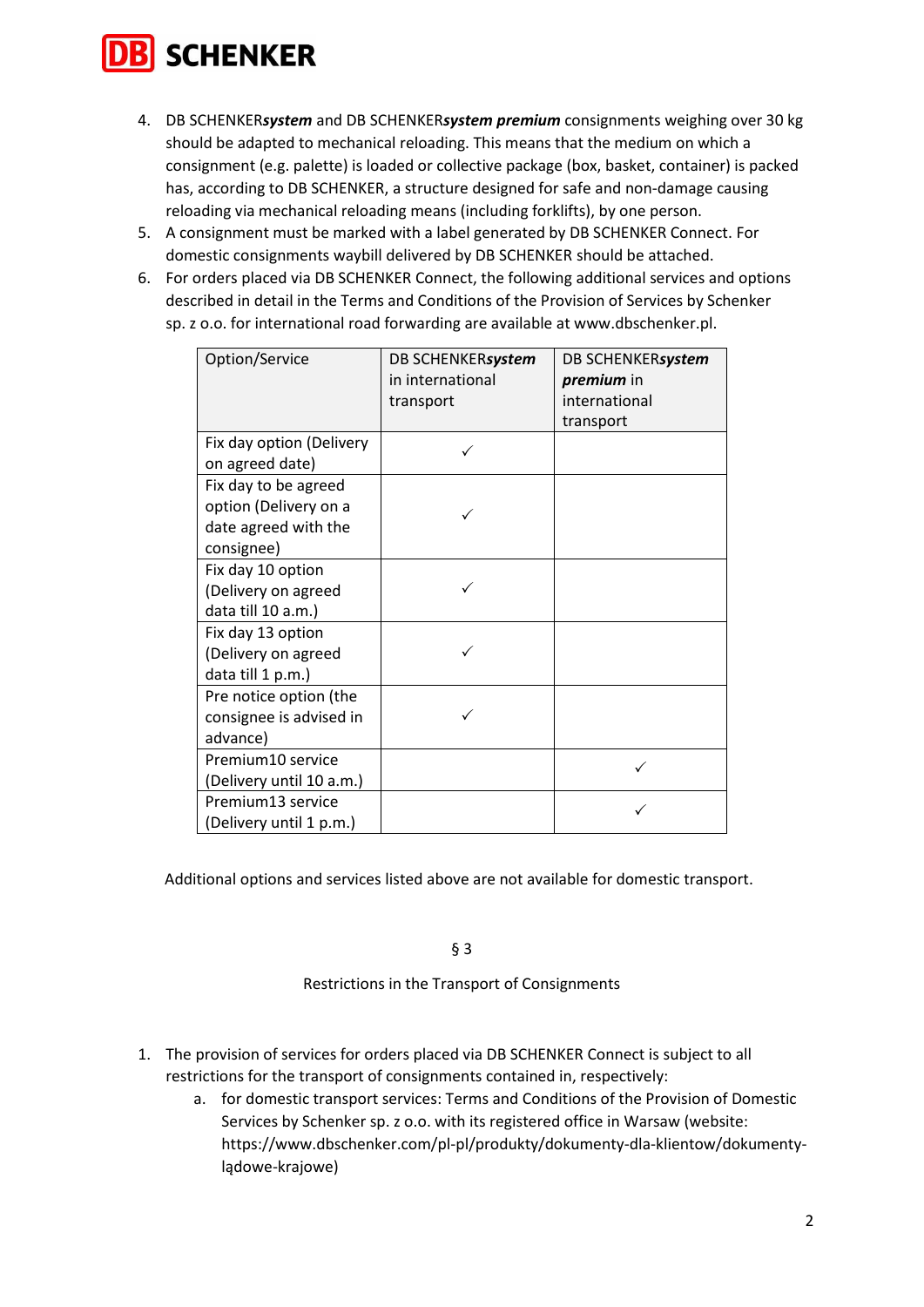4. DB SCHENKER***system*** and DB SCHENKER***system premium*** consignments weighing over 30 kg should be adapted to mechanical reloading. This means that the medium on which a consignment (e.g. palette) is loaded or collective package (box, basket, container) is packed has, according to DB SCHENKER, a structure designed for safe and non-damage causing reloading via mechanical reloading means (including forklifts), by one person.
5. A consignment must be marked with a label generated by DB SCHENKER Connect. For domestic consignments waybill delivered by DB SCHENKER should be attached.
6. For orders placed via DB SCHENKER Connect, the following additional services and options described in detail in the Terms and Conditions of the Provision of Services by Schenker sp. z o.o. for international road forwarding are available at www.dbschenker.pl.

| Option/Service | DB SCHENKER***system*** in international transport | DB SCHENKER***system premium*** in international transport |
|---|---|---|
| Fix day option (Delivery on agreed date) | ✓ | |
| Fix day to be agreed option (Delivery on a date agreed with the consignee) | ✓ | |
| Fix day 10 option (Delivery on agreed data till 10 a.m.) | ✓ | |
| Fix day 13 option (Delivery on agreed data till 1 p.m.) | ✓ | |
| Pre notice option (the consignee is advised in advance) | ✓ | |
| Premium10 service (Delivery until 10 a.m.) | | ✓ |
| Premium13 service (Delivery until 1 p.m.) | | ✓ |

Additional options and services listed above are not available for domestic transport.

§ 3

Restrictions in the Transport of Consignments

1. The provision of services for orders placed via DB SCHENKER Connect is subject to all restrictions for the transport of consignments contained in, respectively:
   a. for domestic transport services: Terms and Conditions of the Provision of Domestic Services by Schenker sp. z o.o. with its registered office in Warsaw (website: https://www.dbschenker.com/pl-pl/produkty/dokumenty-dla-klientow/dokumenty-lądowe-krajowe)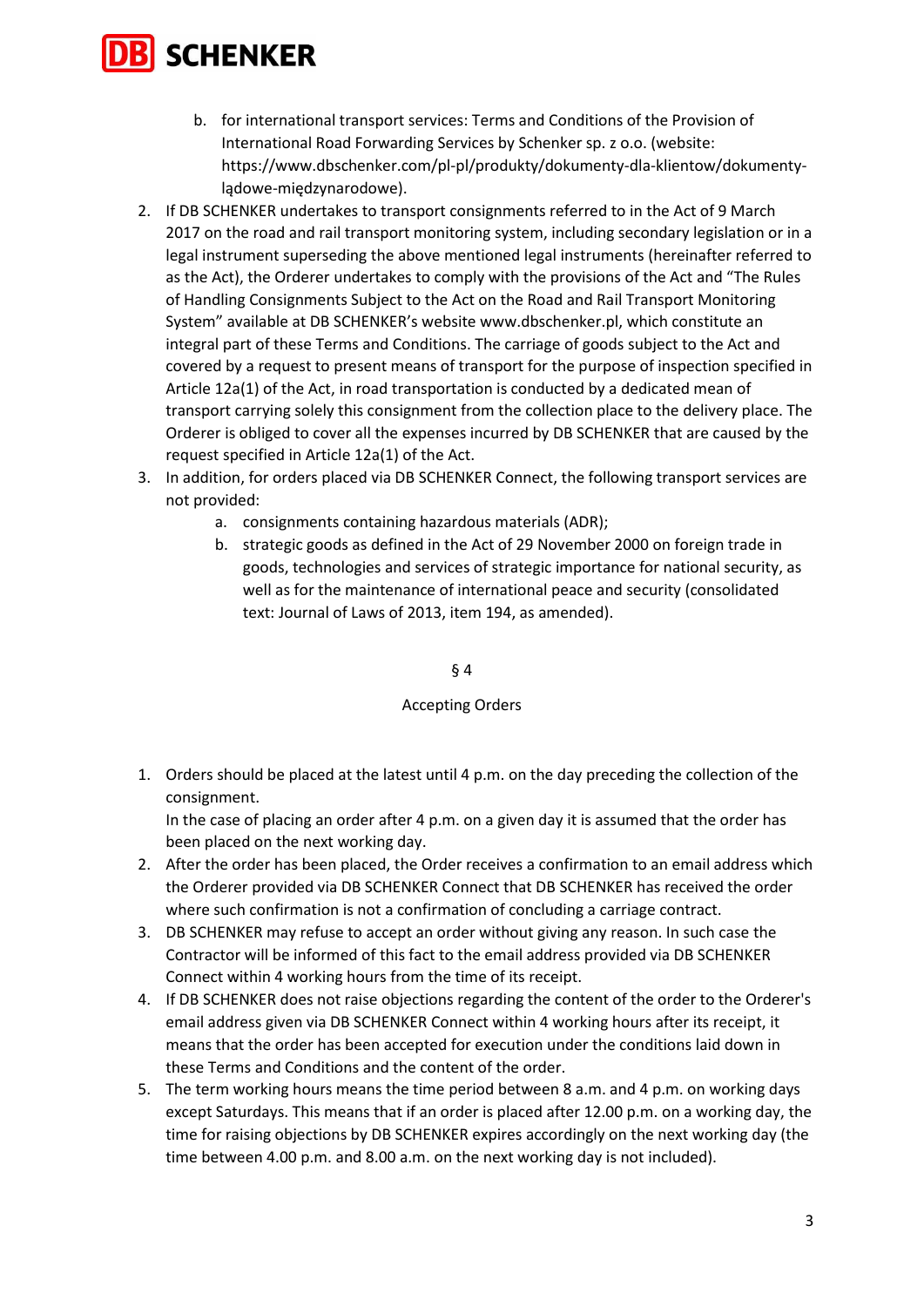b. for international transport services: Terms and Conditions of the Provision of International Road Forwarding Services by Schenker sp. z o.o. (website: https://www.dbschenker.com/pl-pl/produkty/dokumenty-dla-klientow/dokumenty-lądowe-międzynarodowe).

2. If DB SCHENKER undertakes to transport consignments referred to in the Act of 9 March 2017 on the road and rail transport monitoring system, including secondary legislation or in a legal instrument superseding the above mentioned legal instruments (hereinafter referred to as the Act), the Orderer undertakes to comply with the provisions of the Act and "The Rules of Handling Consignments Subject to the Act on the Road and Rail Transport Monitoring System" available at DB SCHENKER's website www.dbschenker.pl, which constitute an integral part of these Terms and Conditions. The carriage of goods subject to the Act and covered by a request to present means of transport for the purpose of inspection specified in Article 12a(1) of the Act, in road transportation is conducted by a dedicated mean of transport carrying solely this consignment from the collection place to the delivery place. The Orderer is obliged to cover all the expenses incurred by DB SCHENKER that are caused by the request specified in Article 12a(1) of the Act.
3. In addition, for orders placed via DB SCHENKER Connect, the following transport services are not provided:
   a. consignments containing hazardous materials (ADR);
   b. strategic goods as defined in the Act of 29 November 2000 on foreign trade in goods, technologies and services of strategic importance for national security, as well as for the maintenance of international peace and security (consolidated text: Journal of Laws of 2013, item 194, as amended).

## § 4

## Accepting Orders

1. Orders should be placed at the latest until 4 p.m. on the day preceding the collection of the consignment.
   In the case of placing an order after 4 p.m. on a given day it is assumed that the order has been placed on the next working day.
2. After the order has been placed, the Order receives a confirmation to an email address which the Orderer provided via DB SCHENKER Connect that DB SCHENKER has received the order where such confirmation is not a confirmation of concluding a carriage contract.
3. DB SCHENKER may refuse to accept an order without giving any reason. In such case the Contractor will be informed of this fact to the email address provided via DB SCHENKER Connect within 4 working hours from the time of its receipt.
4. If DB SCHENKER does not raise objections regarding the content of the order to the Orderer's email address given via DB SCHENKER Connect within 4 working hours after its receipt, it means that the order has been accepted for execution under the conditions laid down in these Terms and Conditions and the content of the order.
5. The term working hours means the time period between 8 a.m. and 4 p.m. on working days except Saturdays. This means that if an order is placed after 12.00 p.m. on a working day, the time for raising objections by DB SCHENKER expires accordingly on the next working day (the time between 4.00 p.m. and 8.00 a.m. on the next working day is not included).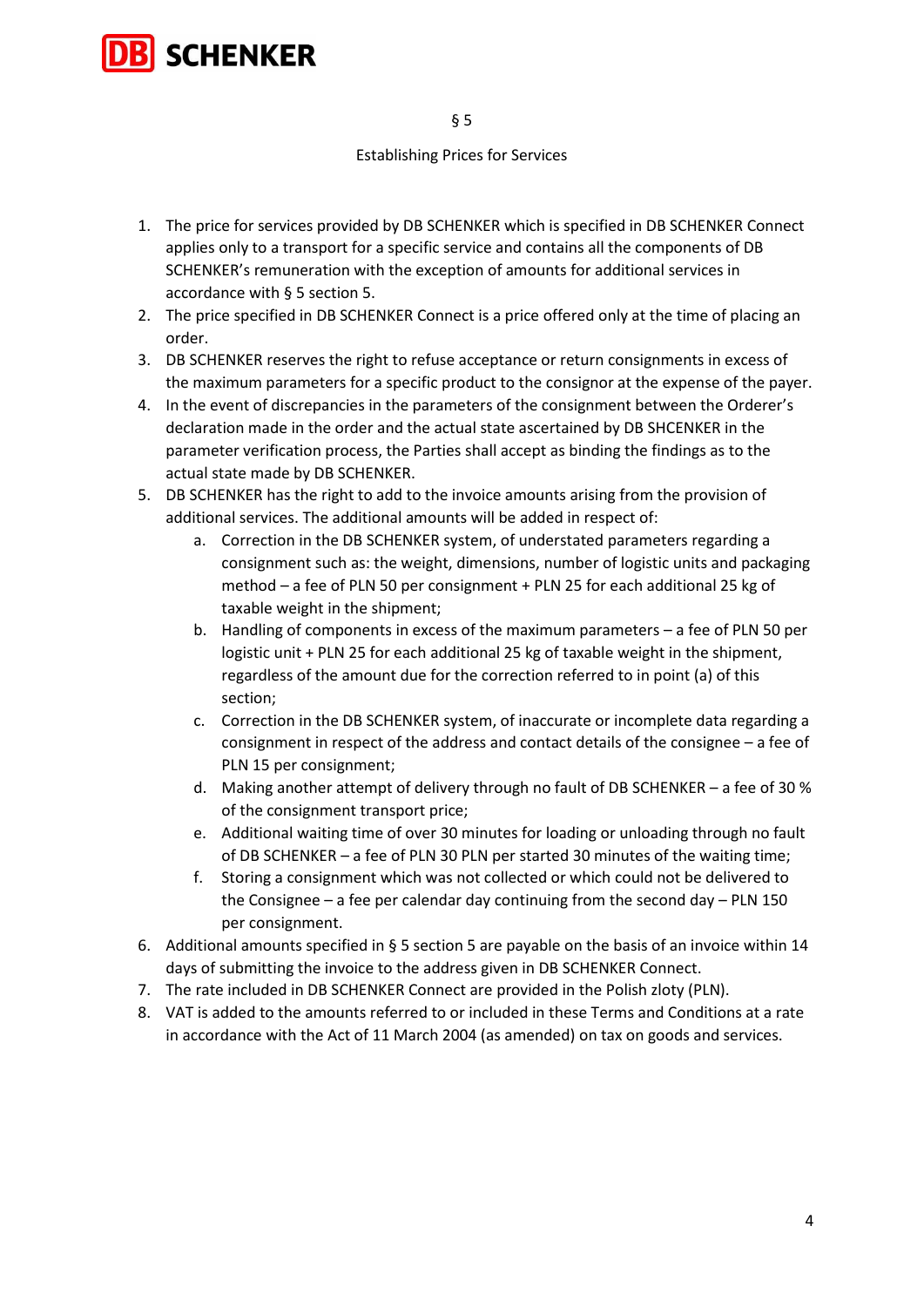## § 5

## Establishing Prices for Services

1. The price for services provided by DB SCHENKER which is specified in DB SCHENKER Connect applies only to a transport for a specific service and contains all the components of DB SCHENKER's remuneration with the exception of amounts for additional services in accordance with § 5 section 5.
2. The price specified in DB SCHENKER Connect is a price offered only at the time of placing an order.
3. DB SCHENKER reserves the right to refuse acceptance or return consignments in excess of the maximum parameters for a specific product to the consignor at the expense of the payer.
4. In the event of discrepancies in the parameters of the consignment between the Orderer's declaration made in the order and the actual state ascertained by DB SHCENKER in the parameter verification process, the Parties shall accept as binding the findings as to the actual state made by DB SCHENKER.
5. DB SCHENKER has the right to add to the invoice amounts arising from the provision of additional services. The additional amounts will be added in respect of:
    a. Correction in the DB SCHENKER system, of understated parameters regarding a consignment such as: the weight, dimensions, number of logistic units and packaging method – a fee of PLN 50 per consignment + PLN 25 for each additional 25 kg of taxable weight in the shipment;
    b. Handling of components in excess of the maximum parameters – a fee of PLN 50 per logistic unit + PLN 25 for each additional 25 kg of taxable weight in the shipment, regardless of the amount due for the correction referred to in point (a) of this section;
    c. Correction in the DB SCHENKER system, of inaccurate or incomplete data regarding a consignment in respect of the address and contact details of the consignee – a fee of PLN 15 per consignment;
    d. Making another attempt of delivery through no fault of DB SCHENKER – a fee of 30 % of the consignment transport price;
    e. Additional waiting time of over 30 minutes for loading or unloading through no fault of DB SCHENKER – a fee of PLN 30 PLN per started 30 minutes of the waiting time;
    f. Storing a consignment which was not collected or which could not be delivered to the Consignee – a fee per calendar day continuing from the second day – PLN 150 per consignment.
6. Additional amounts specified in § 5 section 5 are payable on the basis of an invoice within 14 days of submitting the invoice to the address given in DB SCHENKER Connect.
7. The rate included in DB SCHENKER Connect are provided in the Polish zloty (PLN).
8. VAT is added to the amounts referred to or included in these Terms and Conditions at a rate in accordance with the Act of 11 March 2004 (as amended) on tax on goods and services.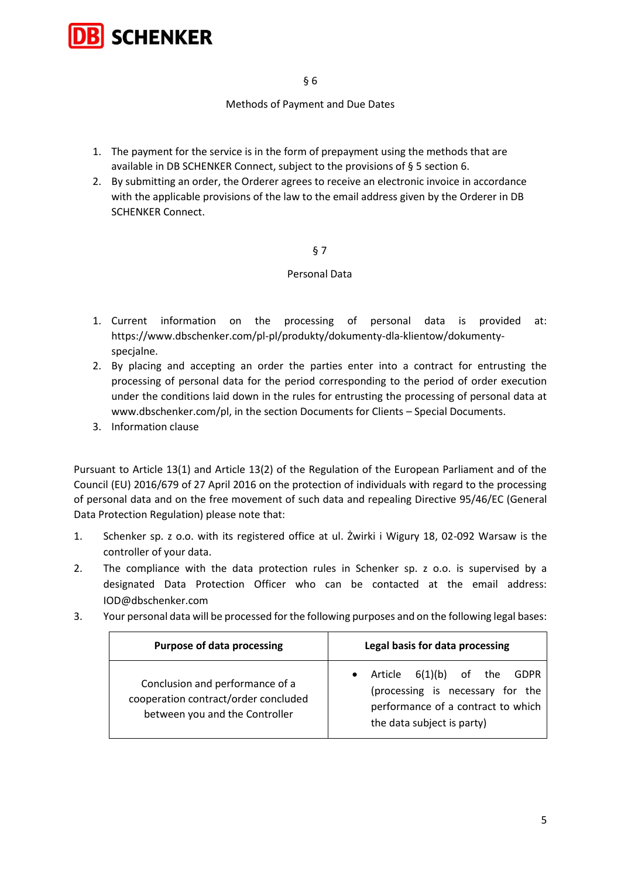## § 6

## Methods of Payment and Due Dates

1. The payment for the service is in the form of prepayment using the methods that are available in DB SCHENKER Connect, subject to the provisions of § 5 section 6.
2. By submitting an order, the Orderer agrees to receive an electronic invoice in accordance with the applicable provisions of the law to the email address given by the Orderer in DB SCHENKER Connect.

## § 7

## Personal Data

1. Current information on the processing of personal data is provided at: https://www.dbschenker.com/pl-pl/produkty/dokumenty-dla-klientow/dokumenty-specjalne.
2. By placing and accepting an order the parties enter into a contract for entrusting the processing of personal data for the period corresponding to the period of order execution under the conditions laid down in the rules for entrusting the processing of personal data at www.dbschenker.com/pl, in the section Documents for Clients – Special Documents.
3. Information clause

Pursuant to Article 13(1) and Article 13(2) of the Regulation of the European Parliament and of the Council (EU) 2016/679 of 27 April 2016 on the protection of individuals with regard to the processing of personal data and on the free movement of such data and repealing Directive 95/46/EC (General Data Protection Regulation) please note that:

1. Schenker sp. z o.o. with its registered office at ul. Żwirki i Wigury 18, 02-092 Warsaw is the controller of your data.
2. The compliance with the data protection rules in Schenker sp. z o.o. is supervised by a designated Data Protection Officer who can be contacted at the email address: IOD@dbschenker.com
3. Your personal data will be processed for the following purposes and on the following legal bases:

| Purpose of data processing | Legal basis for data processing |
|---|---|
| Conclusion and performance of a cooperation contract/order concluded between you and the Controller | • Article 6(1)(b) of the GDPR (processing is necessary for the performance of a contract to which the data subject is party) |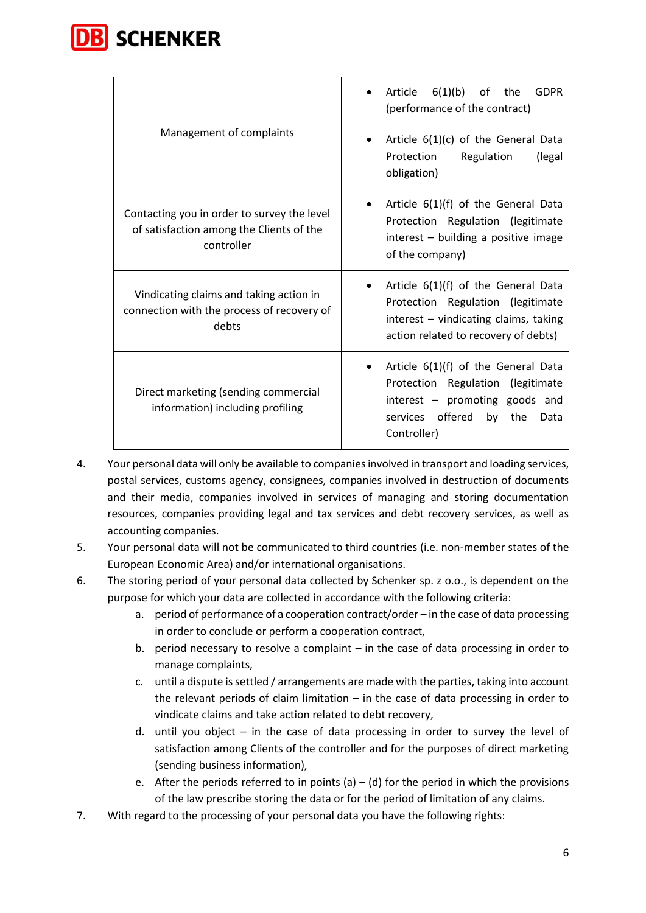| | |
|---|---|
| Management of complaints | • Article 6(1)(b) of the GDPR (performance of the contract)<br>• Article 6(1)(c) of the General Data Protection Regulation (legal obligation) |
| Contacting you in order to survey the level of satisfaction among the Clients of the controller | • Article 6(1)(f) of the General Data Protection Regulation (legitimate interest – building a positive image of the company) |
| Vindicating claims and taking action in connection with the process of recovery of debts | • Article 6(1)(f) of the General Data Protection Regulation (legitimate interest – vindicating claims, taking action related to recovery of debts) |
| Direct marketing (sending commercial information) including profiling | • Article 6(1)(f) of the General Data Protection Regulation (legitimate interest – promoting goods and services offered by the Data Controller) |

4. Your personal data will only be available to companies involved in transport and loading services, postal services, customs agency, consignees, companies involved in destruction of documents and their media, companies involved in services of managing and storing documentation resources, companies providing legal and tax services and debt recovery services, as well as accounting companies.
5. Your personal data will not be communicated to third countries (i.e. non-member states of the European Economic Area) and/or international organisations.
6. The storing period of your personal data collected by Schenker sp. z o.o., is dependent on the purpose for which your data are collected in accordance with the following criteria:
   a. period of performance of a cooperation contract/order – in the case of data processing in order to conclude or perform a cooperation contract,
   b. period necessary to resolve a complaint – in the case of data processing in order to manage complaints,
   c. until a dispute is settled / arrangements are made with the parties, taking into account the relevant periods of claim limitation – in the case of data processing in order to vindicate claims and take action related to debt recovery,
   d. until you object – in the case of data processing in order to survey the level of satisfaction among Clients of the controller and for the purposes of direct marketing (sending business information),
   e. After the periods referred to in points (a) – (d) for the period in which the provisions of the law prescribe storing the data or for the period of limitation of any claims.
7. With regard to the processing of your personal data you have the following rights: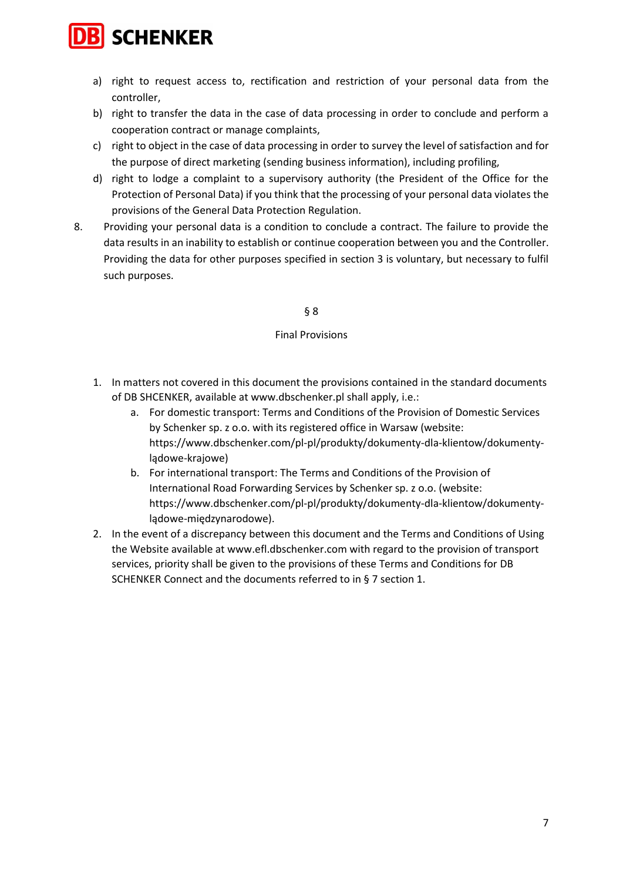a) right to request access to, rectification and restriction of your personal data from the controller,
b) right to transfer the data in the case of data processing in order to conclude and perform a cooperation contract or manage complaints,
c) right to object in the case of data processing in order to survey the level of satisfaction and for the purpose of direct marketing (sending business information), including profiling,
d) right to lodge a complaint to a supervisory authority (the President of the Office for the Protection of Personal Data) if you think that the processing of your personal data violates the provisions of the General Data Protection Regulation.

8. Providing your personal data is a condition to conclude a contract. The failure to provide the data results in an inability to establish or continue cooperation between you and the Controller. Providing the data for other purposes specified in section 3 is voluntary, but necessary to fulfil such purposes.

## § 8

## Final Provisions

1. In matters not covered in this document the provisions contained in the standard documents of DB SHCENKER, available at www.dbschenker.pl shall apply, i.e.:
   a. For domestic transport: Terms and Conditions of the Provision of Domestic Services by Schenker sp. z o.o. with its registered office in Warsaw (website: https://www.dbschenker.com/pl-pl/produkty/dokumenty-dla-klientow/dokumenty-lądowe-krajowe)
   b. For international transport: The Terms and Conditions of the Provision of International Road Forwarding Services by Schenker sp. z o.o. (website: https://www.dbschenker.com/pl-pl/produkty/dokumenty-dla-klientow/dokumenty-lądowe-międzynarodowe).
2. In the event of a discrepancy between this document and the Terms and Conditions of Using the Website available at www.efl.dbschenker.com with regard to the provision of transport services, priority shall be given to the provisions of these Terms and Conditions for DB SCHENKER Connect and the documents referred to in § 7 section 1.